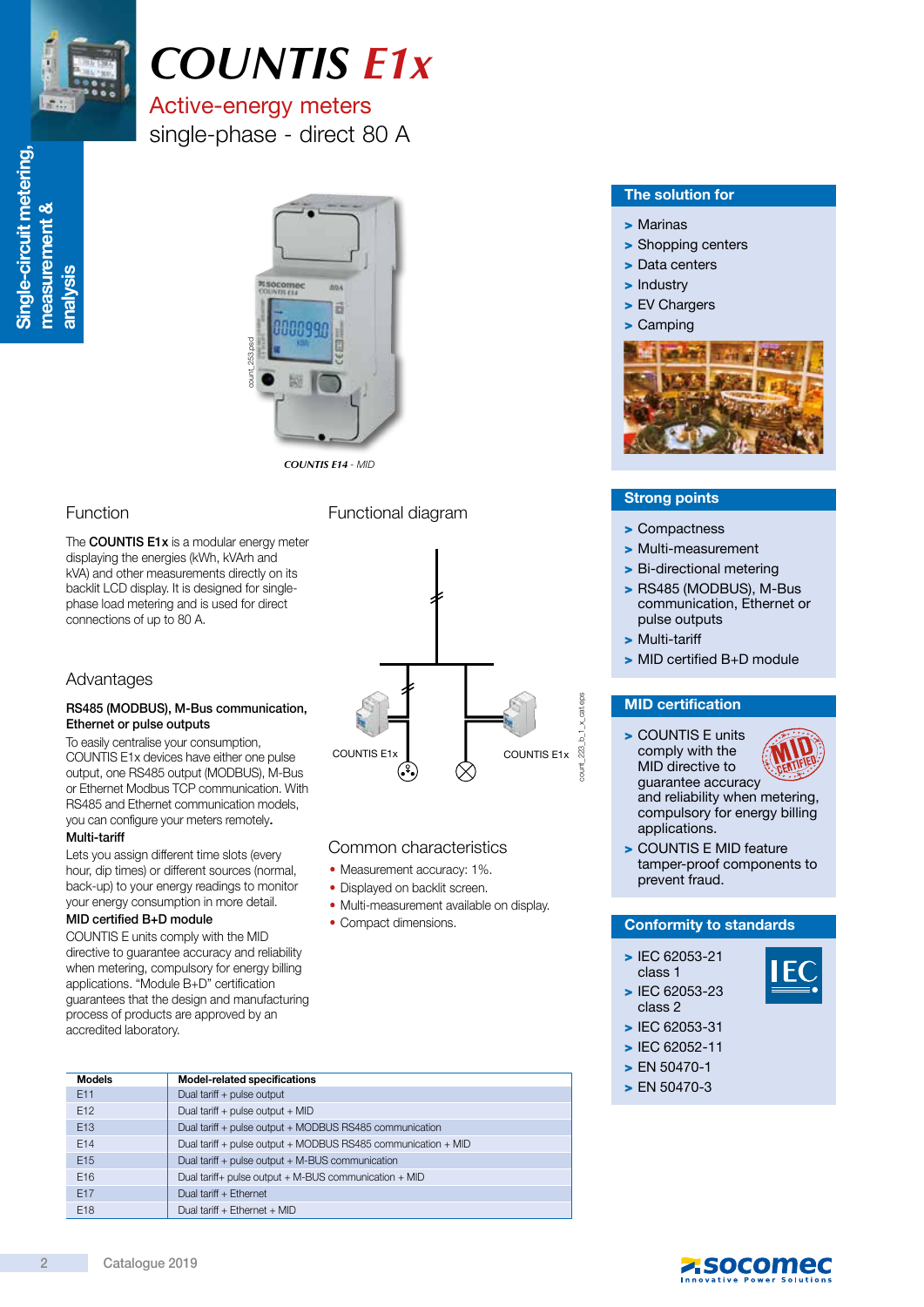# COUNTIS E1x

## Active-energy meters

single-phase - direct 80 A

*COUNTIS E14 - MID*

## Function

The **COUNTIS E1x** is a modular energy meter displaying the energies (kWh, kVArh and kVA) and other measurements directly on its backlit LCD display. It is designed for single-phase load metering and is used for direct connections of up to 80 A.

## Advantages

### RS485 (MODBUS), M-Bus communication, Ethernet or pulse outputs

To easily centralise your consumption, COUNTIS E1x devices have either one pulse output, one RS485 output (MODBUS), M-Bus or Ethernet Modbus TCP communication. With RS485 and Ethernet communication models, you can configure your meters remotely.

### Multi-tariff

Lets you assign different time slots (every hour, dip times) or different sources (normal, back-up) to your energy readings to monitor your energy consumption in more detail.

### MID certified B+D module

COUNTIS E units comply with the MID directive to guarantee accuracy and reliability when metering, compulsory for energy billing applications. "Module B+D" certification guarantees that the design and manufacturing process of products are approved by an accredited laboratory.

## Functional diagram

COUNTIS E1x — COUNTIS E1x

## Common characteristics

- Measurement accuracy: 1%.
- Displayed on backlit screen.
- Multi-measurement available on display.
- Compact dimensions.

| Models | Model-related specifications |
|---|---|
| E11 | Dual tariff + pulse output |
| E12 | Dual tariff + pulse output + MID |
| E13 | Dual tariff + pulse output + MODBUS RS485 communication |
| E14 | Dual tariff + pulse output + MODBUS RS485 communication + MID |
| E15 | Dual tariff + pulse output + M-BUS communication |
| E16 | Dual tariff+ pulse output + M-BUS communication + MID |
| E17 | Dual tariff + Ethernet |
| E18 | Dual tariff + Ethernet + MID |

## The solution for

- Marinas
- Shopping centers
- Data centers
- Industry
- EV Chargers
- Camping

## Strong points

- Compactness
- Multi-measurement
- Bi-directional metering
- RS485 (MODBUS), M-Bus communication, Ethernet or pulse outputs
- Multi-tariff
- MID certified B+D module

## MID certification

- COUNTIS E units comply with the MID directive to guarantee accuracy and reliability when metering, compulsory for energy billing applications.
- COUNTIS E MID feature tamper-proof components to prevent fraud.

## Conformity to standards

- IEC 62053-21 class 1
- IEC 62053-23 class 2
- IEC 62053-31
- IEC 62052-11
- EN 50470-1
- EN 50470-3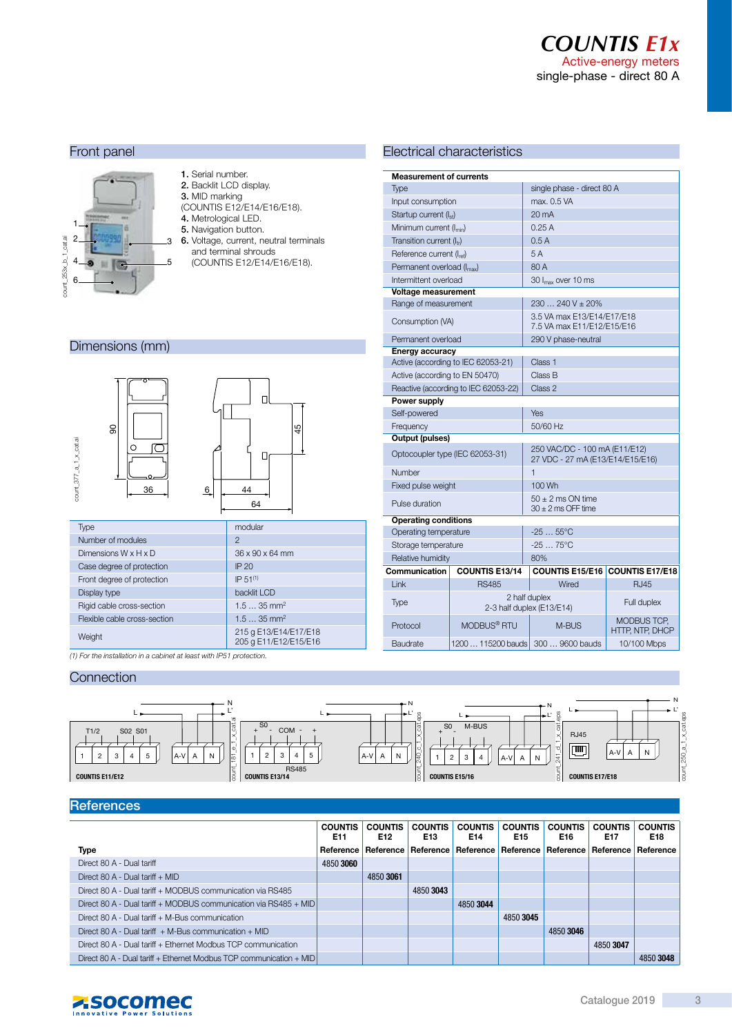# COUNTIS E1x

Active-energy meters

single-phase - direct 80 A

## Front panel

1. Serial number.
2. Backlit LCD display.
3. MID marking (COUNTIS E12/E14/E16/E18).
4. Metrological LED.
5. Navigation button.
6. Voltage, current, neutral terminals and terminal shrouds (COUNTIS E12/E14/E16/E18).

## Dimensions (mm)

90
36
6
44
64
45

| | |
|---|---|
| Type | modular |
| Number of modules | 2 |
| Dimensions W x H x D | 36 x 90 x 64 mm |
| Case degree of protection | IP 20 |
| Front degree of protection | IP 51[1] |
| Display type | backlit LCD |
| Rigid cable cross-section | 1.5 … 35 mm² |
| Flexible cable cross-section | 1.5 … 35 mm² |
| Weight | 215 g E13/E14/E17/E18<br>205 g E11/E12/E15/E16 |

*(1) For the installation in a cabinet at least with IP51 protection.*

## Electrical characteristics

| | |
|---|---|
| **Measurement of currents** | |
| Type | single phase - direct 80 A |
| Input consumption | max. 0.5 VA |
| Startup current ($I_{st}$) | 20 mA |
| Minimum current ($I_{min}$) | 0.25 A |
| Transition current ($I_{tr}$) | 0.5 A |
| Reference current ($I_{ref}$) | 5 A |
| Permanent overload ($I_{max}$) | 80 A |
| Intermittent overload | 30 $I_{max}$ over 10 ms |
| **Voltage measurement** | |
| Range of measurement | 230 … 240 V ± 20% |
| Consumption (VA) | 3.5 VA max E13/E14/E17/E18<br>7.5 VA max E11/E12/E15/E16 |
| Permanent overload | 290 V phase-neutral |
| **Energy accuracy** | |
| Active (according to IEC 62053-21) | Class 1 |
| Active (according to EN 50470) | Class B |
| Reactive (according to IEC 62053-22) | Class 2 |
| **Power supply** | |
| Self-powered | Yes |
| Frequency | 50/60 Hz |
| **Output (pulses)** | |
| Optocoupler type (IEC 62053-31) | 250 VAC/DC - 100 mA (E11/E12)<br>27 VDC - 27 mA (E13/E14/E15/E16) |
| Number | 1 |
| Fixed pulse weight | 100 Wh |
| Pulse duration | 50 ± 2 ms ON time<br>30 ± 2 ms OFF time |
| **Operating conditions** | |
| Operating temperature | -25 … 55°C |
| Storage temperature | -25 … 75°C |
| Relative humidity | 80% |

| Communication | COUNTIS E13/14 | COUNTIS E15/E16 | COUNTIS E17/E18 |
|---|---|---|---|
| Link | RS485 | Wired | RJ45 |
| Type | 2 half duplex<br>2-3 half duplex (E13/E14) | | Full duplex |
| Protocol | MODBUS® RTU | M-BUS | MODBUS TCP, HTTP, NTP, DHCP |
| Baudrate | 1200 … 115200 bauds | 300 … 9600 bauds | 10/100 Mbps |

## Connection

COUNTIS E11/E12: L, N, L', N', T1/2, S02, S01, 1, 2, 3, 4, 5, A-V, A, N

COUNTIS E13/14: L, N, L', N', S0 + -, COM - +, 1, 2, 3, 4, 5, RS485, A-V, A, N

COUNTIS E15/16: L, N, L', N', S0 + -, M-BUS, 1, 2, 3, 4, A-V, A, N

COUNTIS E17/E18: L, N, L', N', RJ45, A-V, A, N

## References

| Type | COUNTIS E11<br>Reference | COUNTIS E12<br>Reference | COUNTIS E13<br>Reference | COUNTIS E14<br>Reference | COUNTIS E15<br>Reference | COUNTIS E16<br>Reference | COUNTIS E17<br>Reference | COUNTIS E18<br>Reference |
|---|---|---|---|---|---|---|---|---|
| Direct 80 A - Dual tariff | 4850 **3060** | | | | | | | |
| Direct 80 A - Dual tariff + MID | | 4850 **3061** | | | | | | |
| Direct 80 A - Dual tariff + MODBUS communication via RS485 | | | 4850 **3043** | | | | | |
| Direct 80 A - Dual tariff + MODBUS communication via RS485 + MID | | | | 4850 **3044** | | | | |
| Direct 80 A - Dual tariff + M-Bus communication | | | | | 4850 **3045** | | | |
| Direct 80 A - Dual tariff + M-Bus communication + MID | | | | | | 4850 **3046** | | |
| Direct 80 A - Dual tariff + Ethernet Modbus TCP communication | | | | | | | 4850 **3047** | |
| Direct 80 A - Dual tariff + Ethernet Modbus TCP communication + MID | | | | | | | | 4850 **3048** |